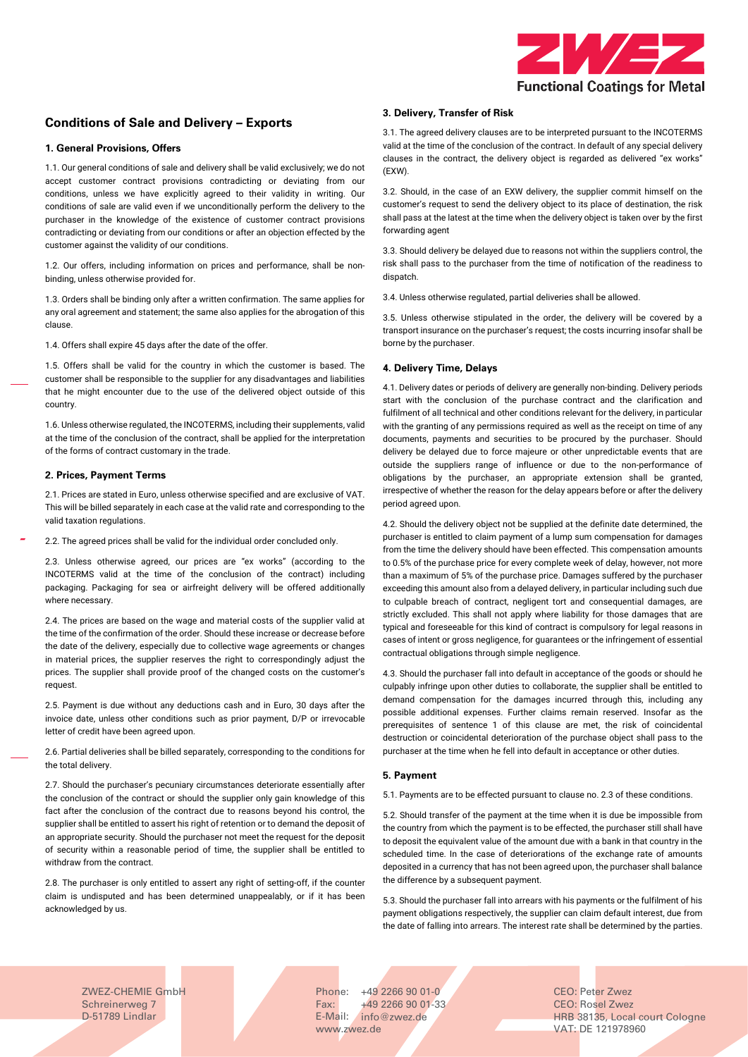# Conditions of Sale and Delivery – Exports

## 1. General Provisions, Offers

1.1. Our general conditions of sale and delivery shall be valid exclusively; we do not accept customer contract provisions contradicting or deviating from our conditions, unless we have explicitly agreed to their validity in writing. Our conditions of sale are valid even if we unconditionally perform the delivery to the purchaser in the knowledge of the existence of customer contract provisions contradicting or deviating from our conditions or after an objection effected by the customer against the validity of our conditions.

1.2. Our offers, including information on prices and performance, shall be non-binding, unless otherwise provided for.

1.3. Orders shall be binding only after a written confirmation. The same applies for any oral agreement and statement; the same also applies for the abrogation of this clause.

1.4. Offers shall expire 45 days after the date of the offer.

1.5. Offers shall be valid for the country in which the customer is based. The customer shall be responsible to the supplier for any disadvantages and liabilities that he might encounter due to the use of the delivered object outside of this country.

1.6. Unless otherwise regulated, the INCOTERMS, including their supplements, valid at the time of the conclusion of the contract, shall be applied for the interpretation of the forms of contract customary in the trade.

## 2. Prices, Payment Terms

2.1. Prices are stated in Euro, unless otherwise specified and are exclusive of VAT. This will be billed separately in each case at the valid rate and corresponding to the valid taxation regulations.

2.2. The agreed prices shall be valid for the individual order concluded only.

2.3. Unless otherwise agreed, our prices are "ex works" (according to the INCOTERMS valid at the time of the conclusion of the contract) including packaging. Packaging for sea or airfreight delivery will be offered additionally where necessary.

2.4. The prices are based on the wage and material costs of the supplier valid at the time of the confirmation of the order. Should these increase or decrease before the date of the delivery, especially due to collective wage agreements or changes in material prices, the supplier reserves the right to correspondingly adjust the prices. The supplier shall provide proof of the changed costs on the customer's request.

2.5. Payment is due without any deductions cash and in Euro, 30 days after the invoice date, unless other conditions such as prior payment, D/P or irrevocable letter of credit have been agreed upon.

2.6. Partial deliveries shall be billed separately, corresponding to the conditions for the total delivery.

2.7. Should the purchaser's pecuniary circumstances deteriorate essentially after the conclusion of the contract or should the supplier only gain knowledge of this fact after the conclusion of the contract due to reasons beyond his control, the supplier shall be entitled to assert his right of retention or to demand the deposit of an appropriate security. Should the purchaser not meet the request for the deposit of security within a reasonable period of time, the supplier shall be entitled to withdraw from the contract.

2.8. The purchaser is only entitled to assert any right of setting-off, if the counter claim is undisputed and has been determined unappealably, or if it has been acknowledged by us.

## 3. Delivery, Transfer of Risk

3.1. The agreed delivery clauses are to be interpreted pursuant to the INCOTERMS valid at the time of the conclusion of the contract. In default of any special delivery clauses in the contract, the delivery object is regarded as delivered "ex works" (EXW).

3.2. Should, in the case of an EXW delivery, the supplier commit himself on the customer's request to send the delivery object to its place of destination, the risk shall pass at the latest at the time when the delivery object is taken over by the first forwarding agent

3.3. Should delivery be delayed due to reasons not within the suppliers control, the risk shall pass to the purchaser from the time of notification of the readiness to dispatch.

3.4. Unless otherwise regulated, partial deliveries shall be allowed.

3.5. Unless otherwise stipulated in the order, the delivery will be covered by a transport insurance on the purchaser's request; the costs incurring insofar shall be borne by the purchaser.

## 4. Delivery Time, Delays

4.1. Delivery dates or periods of delivery are generally non-binding. Delivery periods start with the conclusion of the purchase contract and the clarification and fulfilment of all technical and other conditions relevant for the delivery, in particular with the granting of any permissions required as well as the receipt on time of any documents, payments and securities to be procured by the purchaser. Should delivery be delayed due to force majeure or other unpredictable events that are outside the suppliers range of influence or due to the non-performance of obligations by the purchaser, an appropriate extension shall be granted, irrespective of whether the reason for the delay appears before or after the delivery period agreed upon.

4.2. Should the delivery object not be supplied at the definite date determined, the purchaser is entitled to claim payment of a lump sum compensation for damages from the time the delivery should have been effected. This compensation amounts to 0.5% of the purchase price for every complete week of delay, however, not more than a maximum of 5% of the purchase price. Damages suffered by the purchaser exceeding this amount also from a delayed delivery, in particular including such due to culpable breach of contract, negligent tort and consequential damages, are strictly excluded. This shall not apply where liability for those damages that are typical and foreseeable for this kind of contract is compulsory for legal reasons in cases of intent or gross negligence, for guarantees or the infringement of essential contractual obligations through simple negligence.

4.3. Should the purchaser fall into default in acceptance of the goods or should he culpably infringe upon other duties to collaborate, the supplier shall be entitled to demand compensation for the damages incurred through this, including any possible additional expenses. Further claims remain reserved. Insofar as the prerequisites of sentence 1 of this clause are met, the risk of coincidental destruction or coincidental deterioration of the purchase object shall pass to the purchaser at the time when he fell into default in acceptance or other duties.

## 5. Payment

5.1. Payments are to be effected pursuant to clause no. 2.3 of these conditions.

5.2. Should transfer of the payment at the time when it is due be impossible from the country from which the payment is to be effected, the purchaser still shall have to deposit the equivalent value of the amount due with a bank in that country in the scheduled time. In the case of deteriorations of the exchange rate of amounts deposited in a currency that has not been agreed upon, the purchaser shall balance the difference by a subsequent payment.

5.3. Should the purchaser fall into arrears with his payments or the fulfilment of his payment obligations respectively, the supplier can claim default interest, due from the date of falling into arrears. The interest rate shall be determined by the parties.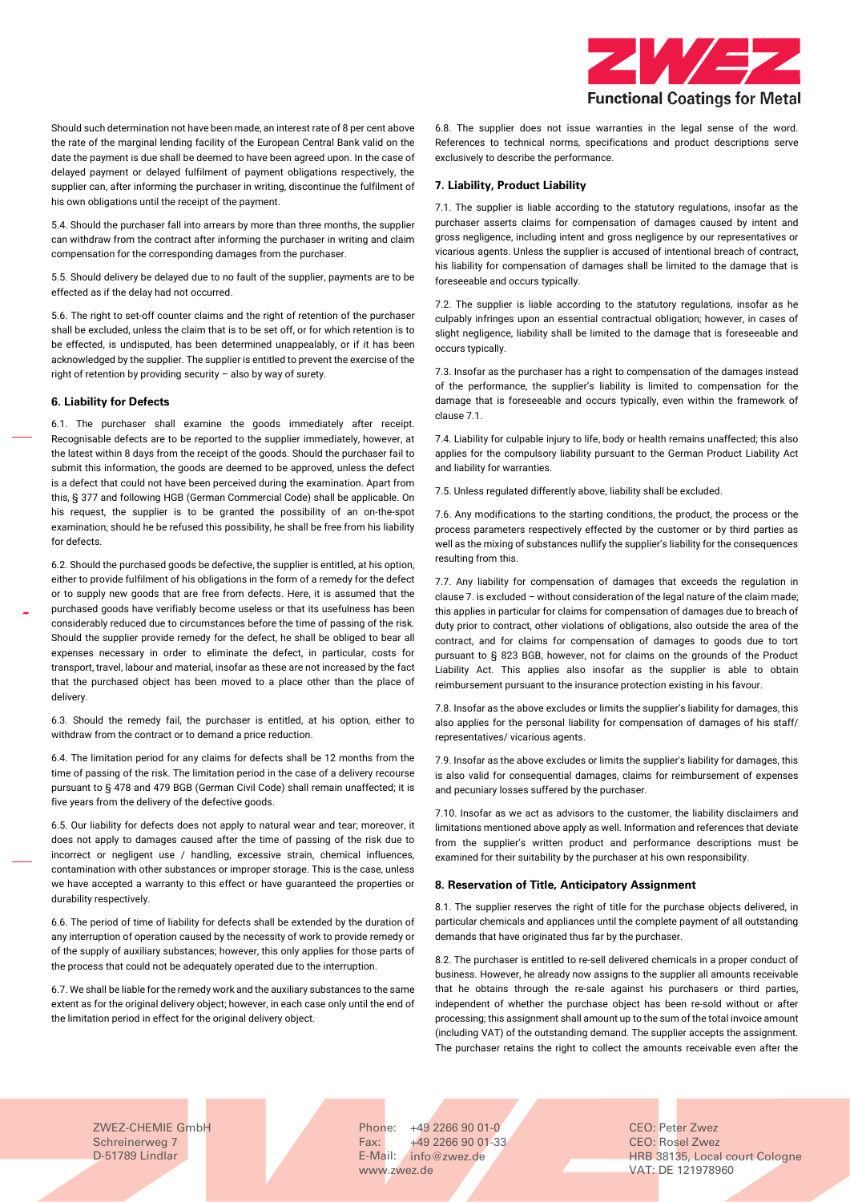Should such determination not have been made, an interest rate of 8 per cent above the rate of the marginal lending facility of the European Central Bank valid on the date the payment is due shall be deemed to have been agreed upon. In the case of delayed payment or delayed fulfilment of payment obligations respectively, the supplier can, after informing the purchaser in writing, discontinue the fulfilment of his own obligations until the receipt of the payment.

5.4. Should the purchaser fall into arrears by more than three months, the supplier can withdraw from the contract after informing the purchaser in writing and claim compensation for the corresponding damages from the purchaser.

5.5. Should delivery be delayed due to no fault of the supplier, payments are to be effected as if the delay had not occurred.

5.6. The right to set-off counter claims and the right of retention of the purchaser shall be excluded, unless the claim that is to be set off, or for which retention is to be effected, is undisputed, has been determined unappealably, or if it has been acknowledged by the supplier. The supplier is entitled to prevent the exercise of the right of retention by providing security – also by way of surety.

#### 6. Liability for Defects

6.1. The purchaser shall examine the goods immediately after receipt. Recognisable defects are to be reported to the supplier immediately, however, at the latest within 8 days from the receipt of the goods. Should the purchaser fail to submit this information, the goods are deemed to be approved, unless the defect is a defect that could not have been perceived during the examination. Apart from this, § 377 and following HGB (German Commercial Code) shall be applicable. On his request, the supplier is to be granted the possibility of an on-the-spot examination; should he be refused this possibility, he shall be free from his liability for defects.

6.2. Should the purchased goods be defective, the supplier is entitled, at his option, either to provide fulfilment of his obligations in the form of a remedy for the defect or to supply new goods that are free from defects. Here, it is assumed that the purchased goods have verifiably become useless or that its usefulness has been considerably reduced due to circumstances before the time of passing of the risk. Should the supplier provide remedy for the defect, he shall be obliged to bear all expenses necessary in order to eliminate the defect, in particular, costs for transport, travel, labour and material, insofar as these are not increased by the fact that the purchased object has been moved to a place other than the place of delivery.

6.3. Should the remedy fail, the purchaser is entitled, at his option, either to withdraw from the contract or to demand a price reduction.

6.4. The limitation period for any claims for defects shall be 12 months from the time of passing of the risk. The limitation period in the case of a delivery recourse pursuant to § 478 and 479 BGB (German Civil Code) shall remain unaffected; it is five years from the delivery of the defective goods.

6.5. Our liability for defects does not apply to natural wear and tear; moreover, it does not apply to damages caused after the time of passing of the risk due to incorrect or negligent use / handling, excessive strain, chemical influences, contamination with other substances or improper storage. This is the case, unless we have accepted a warranty to this effect or have guaranteed the properties or durability respectively.

6.6. The period of time of liability for defects shall be extended by the duration of any interruption of operation caused by the necessity of work to provide remedy or of the supply of auxiliary substances; however, this only applies for those parts of the process that could not be adequately operated due to the interruption.

6.7. We shall be liable for the remedy work and the auxiliary substances to the same extent as for the original delivery object; however, in each case only until the end of the limitation period in effect for the original delivery object.

6.8. The supplier does not issue warranties in the legal sense of the word. References to technical norms, specifications and product descriptions serve exclusively to describe the performance.

#### 7. Liability, Product Liability

7.1. The supplier is liable according to the statutory regulations, insofar as the purchaser asserts claims for compensation of damages caused by intent and gross negligence, including intent and gross negligence by our representatives or vicarious agents. Unless the supplier is accused of intentional breach of contract, his liability for compensation of damages shall be limited to the damage that is foreseeable and occurs typically.

7.2. The supplier is liable according to the statutory regulations, insofar as he culpably infringes upon an essential contractual obligation; however, in cases of slight negligence, liability shall be limited to the damage that is foreseeable and occurs typically.

7.3. Insofar as the purchaser has a right to compensation of the damages instead of the performance, the supplier's liability is limited to compensation for the damage that is foreseeable and occurs typically, even within the framework of clause 7.1.

7.4. Liability for culpable injury to life, body or health remains unaffected; this also applies for the compulsory liability pursuant to the German Product Liability Act and liability for warranties.

7.5. Unless regulated differently above, liability shall be excluded.

7.6. Any modifications to the starting conditions, the product, the process or the process parameters respectively effected by the customer or by third parties as well as the mixing of substances nullify the supplier's liability for the consequences resulting from this.

7.7. Any liability for compensation of damages that exceeds the regulation in clause 7. is excluded – without consideration of the legal nature of the claim made; this applies in particular for claims for compensation of damages due to breach of duty prior to contract, other violations of obligations, also outside the area of the contract, and for claims for compensation of damages to goods due to tort pursuant to § 823 BGB, however, not for claims on the grounds of the Product Liability Act. This applies also insofar as the supplier is able to obtain reimbursement pursuant to the insurance protection existing in his favour.

7.8. Insofar as the above excludes or limits the supplier's liability for damages, this also applies for the personal liability for compensation of damages of his staff/ representatives/ vicarious agents.

7.9. Insofar as the above excludes or limits the supplier's liability for damages, this is also valid for consequential damages, claims for reimbursement of expenses and pecuniary losses suffered by the purchaser.

7.10. Insofar as we act as advisors to the customer, the liability disclaimers and limitations mentioned above apply as well. Information and references that deviate from the supplier's written product and performance descriptions must be examined for their suitability by the purchaser at his own responsibility.

#### 8. Reservation of Title, Anticipatory Assignment

8.1. The supplier reserves the right of title for the purchase objects delivered, in particular chemicals and appliances until the complete payment of all outstanding demands that have originated thus far by the purchaser.

8.2. The purchaser is entitled to re-sell delivered chemicals in a proper conduct of business. However, he already now assigns to the supplier all amounts receivable that he obtains through the re-sale against his purchasers or third parties, independent of whether the purchase object has been re-sold without or after processing; this assignment shall amount up to the sum of the total invoice amount (including VAT) of the outstanding demand. The supplier accepts the assignment. The purchaser retains the right to collect the amounts receivable even after the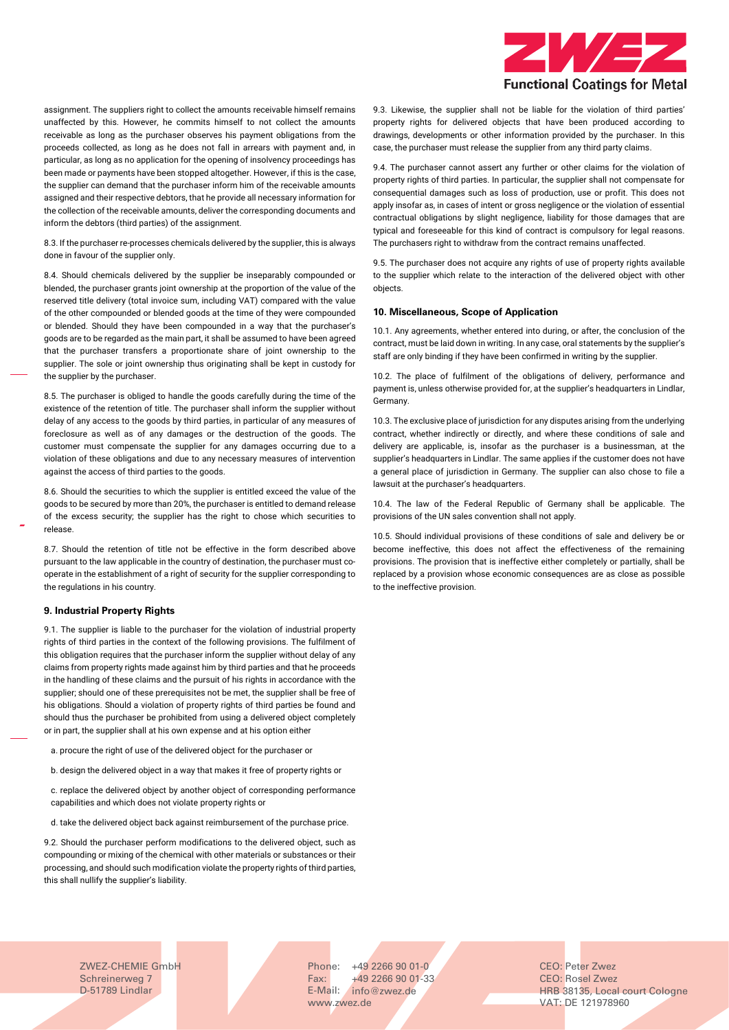assignment. The suppliers right to collect the amounts receivable himself remains unaffected by this. However, he commits himself to not collect the amounts receivable as long as the purchaser observes his payment obligations from the proceeds collected, as long as he does not fall in arrears with payment and, in particular, as long as no application for the opening of insolvency proceedings has been made or payments have been stopped altogether. However, if this is the case, the supplier can demand that the purchaser inform him of the receivable amounts assigned and their respective debtors, that he provide all necessary information for the collection of the receivable amounts, deliver the corresponding documents and inform the debtors (third parties) of the assignment.

8.3. If the purchaser re-processes chemicals delivered by the supplier, this is always done in favour of the supplier only.

8.4. Should chemicals delivered by the supplier be inseparably compounded or blended, the purchaser grants joint ownership at the proportion of the value of the reserved title delivery (total invoice sum, including VAT) compared with the value of the other compounded or blended goods at the time of they were compounded or blended. Should they have been compounded in a way that the purchaser's goods are to be regarded as the main part, it shall be assumed to have been agreed that the purchaser transfers a proportionate share of joint ownership to the supplier. The sole or joint ownership thus originating shall be kept in custody for the supplier by the purchaser.

8.5. The purchaser is obliged to handle the goods carefully during the time of the existence of the retention of title. The purchaser shall inform the supplier without delay of any access to the goods by third parties, in particular of any measures of foreclosure as well as of any damages or the destruction of the goods. The customer must compensate the supplier for any damages occurring due to a violation of these obligations and due to any necessary measures of intervention against the access of third parties to the goods.

8.6. Should the securities to which the supplier is entitled exceed the value of the goods to be secured by more than 20%, the purchaser is entitled to demand release of the excess security; the supplier has the right to chose which securities to release.

8.7. Should the retention of title not be effective in the form described above pursuant to the law applicable in the country of destination, the purchaser must co-operate in the establishment of a right of security for the supplier corresponding to the regulations in his country.

### 9. Industrial Property Rights

9.1. The supplier is liable to the purchaser for the violation of industrial property rights of third parties in the context of the following provisions. The fulfilment of this obligation requires that the purchaser inform the supplier without delay of any claims from property rights made against him by third parties and that he proceeds in the handling of these claims and the pursuit of his rights in accordance with the supplier; should one of these prerequisites not be met, the supplier shall be free of his obligations. Should a violation of property rights of third parties be found and should thus the purchaser be prohibited from using a delivered object completely or in part, the supplier shall at his own expense and at his option either

a. procure the right of use of the delivered object for the purchaser or

b. design the delivered object in a way that makes it free of property rights or

c. replace the delivered object by another object of corresponding performance capabilities and which does not violate property rights or

d. take the delivered object back against reimbursement of the purchase price.

9.2. Should the purchaser perform modifications to the delivered object, such as compounding or mixing of the chemical with other materials or substances or their processing, and should such modification violate the property rights of third parties, this shall nullify the supplier's liability.

9.3. Likewise, the supplier shall not be liable for the violation of third parties' property rights for delivered objects that have been produced according to drawings, developments or other information provided by the purchaser. In this case, the purchaser must release the supplier from any third party claims.

9.4. The purchaser cannot assert any further or other claims for the violation of property rights of third parties. In particular, the supplier shall not compensate for consequential damages such as loss of production, use or profit. This does not apply insofar as, in cases of intent or gross negligence or the violation of essential contractual obligations by slight negligence, liability for those damages that are typical and foreseeable for this kind of contract is compulsory for legal reasons. The purchasers right to withdraw from the contract remains unaffected.

9.5. The purchaser does not acquire any rights of use of property rights available to the supplier which relate to the interaction of the delivered object with other objects.

### 10. Miscellaneous, Scope of Application

10.1. Any agreements, whether entered into during, or after, the conclusion of the contract, must be laid down in writing. In any case, oral statements by the supplier's staff are only binding if they have been confirmed in writing by the supplier.

10.2. The place of fulfilment of the obligations of delivery, performance and payment is, unless otherwise provided for, at the supplier's headquarters in Lindlar, Germany.

10.3. The exclusive place of jurisdiction for any disputes arising from the underlying contract, whether indirectly or directly, and where these conditions of sale and delivery are applicable, is, insofar as the purchaser is a businessman, at the supplier's headquarters in Lindlar. The same applies if the customer does not have a general place of jurisdiction in Germany. The supplier can also chose to file a lawsuit at the purchaser's headquarters.

10.4. The law of the Federal Republic of Germany shall be applicable. The provisions of the UN sales convention shall not apply.

10.5. Should individual provisions of these conditions of sale and delivery be or become ineffective, this does not affect the effectiveness of the remaining provisions. The provision that is ineffective either completely or partially, shall be replaced by a provision whose economic consequences are as close as possible to the ineffective provision.